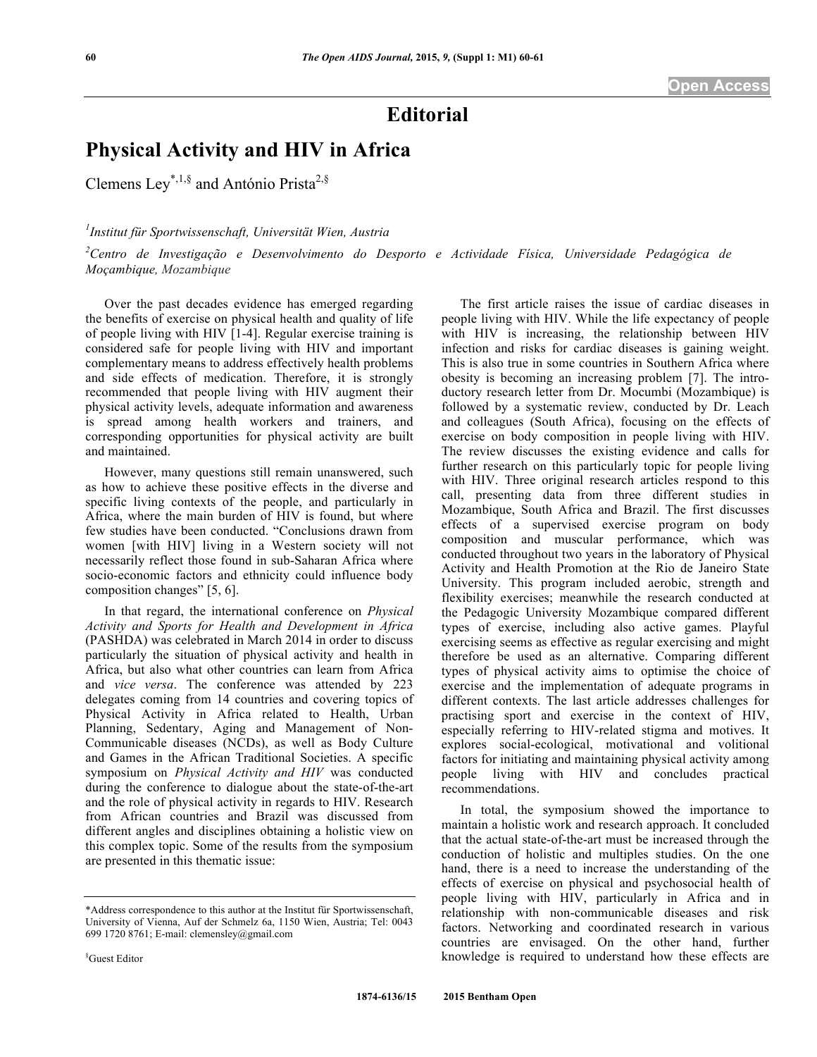Open Access

# Editorial

## Physical Activity and HIV in Africa

Clemens Ley[*,1,§] and António Prista[2,§]

[1]*Institut für Sportwissenschaft, Universität Wien, Austria*

[2]*Centro de Investigação e Desenvolvimento do Desporto e Actividade Física, Universidade Pedagógica de Moçambique, Mozambique*

Over the past decades evidence has emerged regarding the benefits of exercise on physical health and quality of life of people living with HIV [1-4]. Regular exercise training is considered safe for people living with HIV and important complementary means to address effectively health problems and side effects of medication. Therefore, it is strongly recommended that people living with HIV augment their physical activity levels, adequate information and awareness is spread among health workers and trainers, and corresponding opportunities for physical activity are built and maintained.

However, many questions still remain unanswered, such as how to achieve these positive effects in the diverse and specific living contexts of the people, and particularly in Africa, where the main burden of HIV is found, but where few studies have been conducted. "Conclusions drawn from women [with HIV] living in a Western society will not necessarily reflect those found in sub-Saharan Africa where socio-economic factors and ethnicity could influence body composition changes" [5, 6].

In that regard, the international conference on *Physical Activity and Sports for Health and Development in Africa* (PASHDA) was celebrated in March 2014 in order to discuss particularly the situation of physical activity and health in Africa, but also what other countries can learn from Africa and *vice versa*. The conference was attended by 223 delegates coming from 14 countries and covering topics of Physical Activity in Africa related to Health, Urban Planning, Sedentary, Aging and Management of Non-Communicable diseases (NCDs), as well as Body Culture and Games in the African Traditional Societies. A specific symposium on *Physical Activity and HIV* was conducted during the conference to dialogue about the state-of-the-art and the role of physical activity in regards to HIV. Research from African countries and Brazil was discussed from different angles and disciplines obtaining a holistic view on this complex topic. Some of the results from the symposium are presented in this thematic issue:

The first article raises the issue of cardiac diseases in people living with HIV. While the life expectancy of people with HIV is increasing, the relationship between HIV infection and risks for cardiac diseases is gaining weight. This is also true in some countries in Southern Africa where obesity is becoming an increasing problem [7]. The introductory research letter from Dr. Mocumbi (Mozambique) is followed by a systematic review, conducted by Dr. Leach and colleagues (South Africa), focusing on the effects of exercise on body composition in people living with HIV. The review discusses the existing evidence and calls for further research on this particularly topic for people living with HIV. Three original research articles respond to this call, presenting data from three different studies in Mozambique, South Africa and Brazil. The first discusses effects of a supervised exercise program on body composition and muscular performance, which was conducted throughout two years in the laboratory of Physical Activity and Health Promotion at the Rio de Janeiro State University. This program included aerobic, strength and flexibility exercises; meanwhile the research conducted at the Pedagogic University Mozambique compared different types of exercise, including also active games. Playful exercising seems as effective as regular exercising and might therefore be used as an alternative. Comparing different types of physical activity aims to optimise the choice of exercise and the implementation of adequate programs in different contexts. The last article addresses challenges for practising sport and exercise in the context of HIV, especially referring to HIV-related stigma and motives. It explores social-ecological, motivational and volitional factors for initiating and maintaining physical activity among people living with HIV and concludes practical recommendations.

In total, the symposium showed the importance to maintain a holistic work and research approach. It concluded that the actual state-of-the-art must be increased through the conduction of holistic and multiples studies. On the one hand, there is a need to increase the understanding of the effects of exercise on physical and psychosocial health of people living with HIV, particularly in Africa and in relationship with non-communicable diseases and risk factors. Networking and coordinated research in various countries are envisaged. On the other hand, further knowledge is required to understand how these effects are

---

*Address correspondence to this author at the Institut für Sportwissenschaft, University of Vienna, Auf der Schmelz 6a, 1150 Wien, Austria; Tel: 0043 699 1720 8761; E-mail: clemensley@gmail.com

§Guest Editor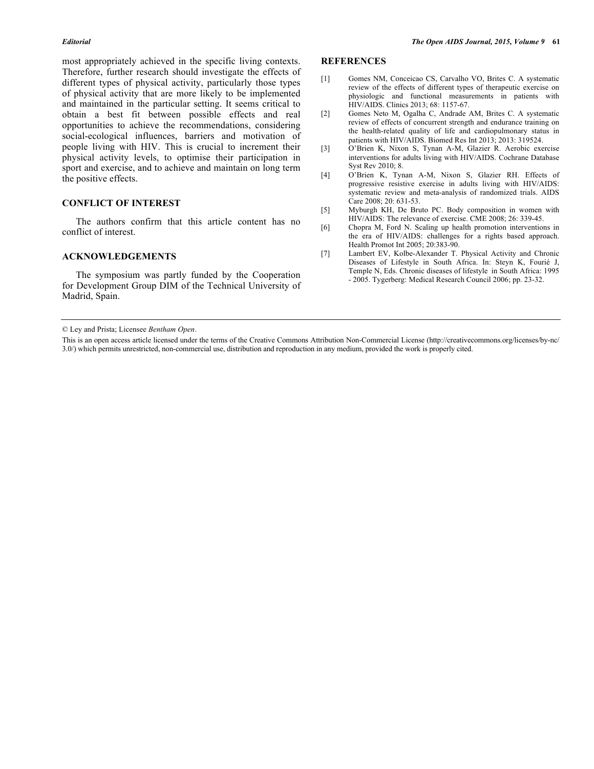most appropriately achieved in the specific living contexts. Therefore, further research should investigate the effects of different types of physical activity, particularly those types of physical activity that are more likely to be implemented and maintained in the particular setting. It seems critical to obtain a best fit between possible effects and real opportunities to achieve the recommendations, considering social-ecological influences, barriers and motivation of people living with HIV. This is crucial to increment their physical activity levels, to optimise their participation in sport and exercise, and to achieve and maintain on long term the positive effects.

## CONFLICT OF INTEREST

The authors confirm that this article content has no conflict of interest.

## ACKNOWLEDGEMENTS

The symposium was partly funded by the Cooperation for Development Group DIM of the Technical University of Madrid, Spain.

## REFERENCES

[1] Gomes NM, Conceicao CS, Carvalho VO, Brites C. A systematic review of the effects of different types of therapeutic exercise on physiologic and functional measurements in patients with HIV/AIDS. Clinics 2013; 68: 1157-67.

[2] Gomes Neto M, Ogalha C, Andrade AM, Brites C. A systematic review of effects of concurrent strength and endurance training on the health-related quality of life and cardiopulmonary status in patients with HIV/AIDS. Biomed Res Int 2013; 2013: 319524.

[3] O'Brien K, Nixon S, Tynan A-M, Glazier R. Aerobic exercise interventions for adults living with HIV/AIDS. Cochrane Database Syst Rev 2010; 8.

[4] O'Brien K, Tynan A-M, Nixon S, Glazier RH. Effects of progressive resistive exercise in adults living with HIV/AIDS: systematic review and meta-analysis of randomized trials. AIDS Care 2008; 20: 631-53.

[5] Myburgh KH, De Bruto PC. Body composition in women with HIV/AIDS: The relevance of exercise. CME 2008; 26: 339-45.

[6] Chopra M, Ford N. Scaling up health promotion interventions in the era of HIV/AIDS: challenges for a rights based approach. Health Promot Int 2005; 20:383-90.

[7] Lambert EV, Kolbe-Alexander T. Physical Activity and Chronic Diseases of Lifestyle in South Africa. In: Steyn K, Fourié J, Temple N, Eds. Chronic diseases of lifestyle in South Africa: 1995 - 2005. Tygerberg: Medical Research Council 2006; pp. 23-32.

---

© Ley and Prista; Licensee *Bentham Open*.

This is an open access article licensed under the terms of the Creative Commons Attribution Non-Commercial License (http://creativecommons.org/licenses/by-nc/3.0/) which permits unrestricted, non-commercial use, distribution and reproduction in any medium, provided the work is properly cited.